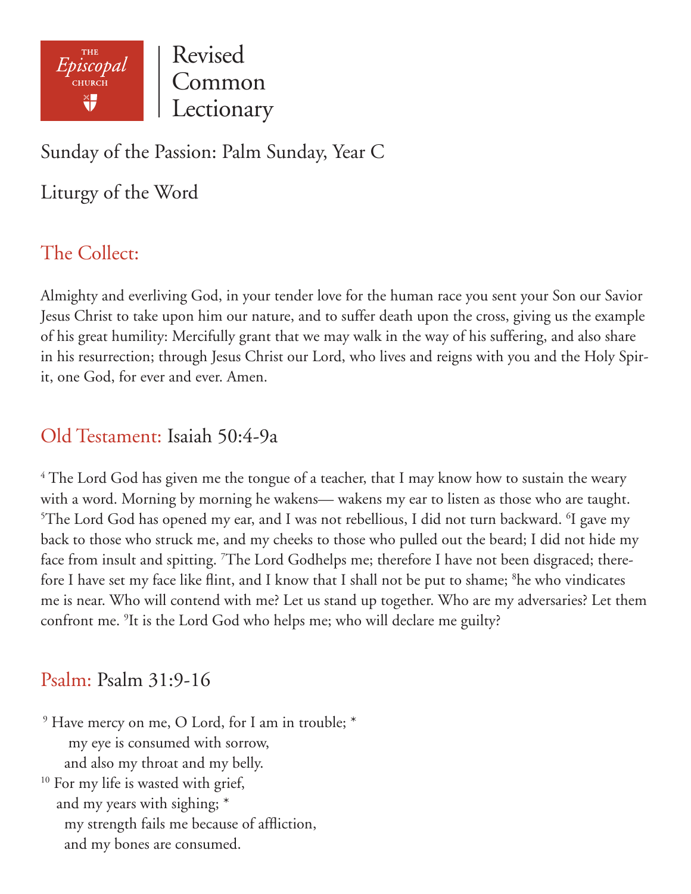THE *Episcopal* CHURCH

# Revised Common Lectionary

Sunday of the Passion: Palm Sunday, Year C

Liturgy of the Word

## The Collect:

Almighty and everliving God, in your tender love for the human race you sent your Son our Savior Jesus Christ to take upon him our nature, and to suffer death upon the cross, giving us the example of his great humility: Mercifully grant that we may walk in the way of his suffering, and also share in his resurrection; through Jesus Christ our Lord, who lives and reigns with you and the Holy Spirit, one God, for ever and ever. Amen.

## Old Testament: Isaiah 50:4-9a

[4] The Lord God has given me the tongue of a teacher, that I may know how to sustain the weary with a word. Morning by morning he wakens— wakens my ear to listen as those who are taught. [5]The Lord God has opened my ear, and I was not rebellious, I did not turn backward. [6]I gave my back to those who struck me, and my cheeks to those who pulled out the beard; I did not hide my face from insult and spitting. [7]The Lord Godhelps me; therefore I have not been disgraced; therefore I have set my face like flint, and I know that I shall not be put to shame; [8]he who vindicates me is near. Who will contend with me? Let us stand up together. Who are my adversaries? Let them confront me. [9]It is the Lord God who helps me; who will declare me guilty?

## Psalm: Psalm 31:9-16

[9] Have mercy on me, O Lord, for I am in trouble; *
  my eye is consumed with sorrow,
  and also my throat and my belly.
[10] For my life is wasted with grief,
  and my years with sighing; *
  my strength fails me because of affliction,
  and my bones are consumed.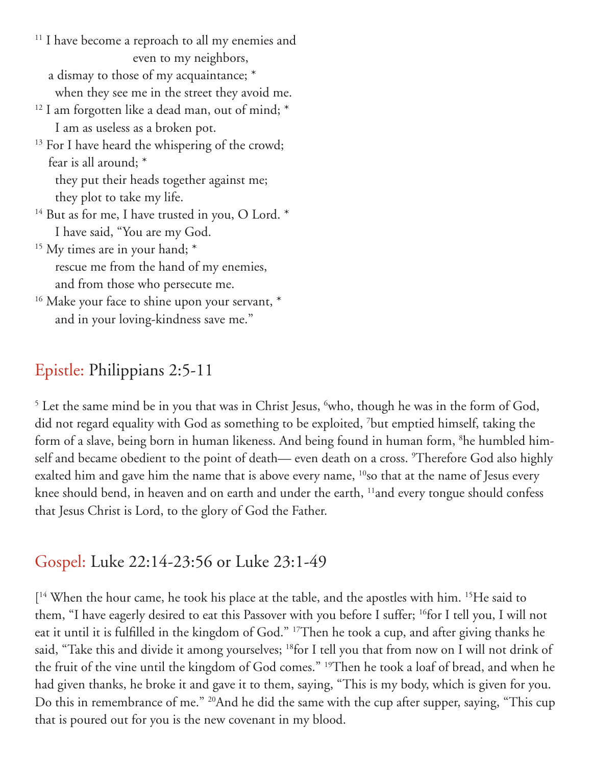[11] I have become a reproach to all my enemies and even to my neighbors,
a dismay to those of my acquaintance; *
when they see me in the street they avoid me.

[12] I am forgotten like a dead man, out of mind; *
I am as useless as a broken pot.

[13] For I have heard the whispering of the crowd;
fear is all around; *
they put their heads together against me;
they plot to take my life.

[14] But as for me, I have trusted in you, O Lord. *
I have said, "You are my God.

[15] My times are in your hand; *
rescue me from the hand of my enemies,
and from those who persecute me.

[16] Make your face to shine upon your servant, *
and in your loving-kindness save me."

## Epistle: Philippians 2:5-11

[5] Let the same mind be in you that was in Christ Jesus, [6]who, though he was in the form of God, did not regard equality with God as something to be exploited, [7]but emptied himself, taking the form of a slave, being born in human likeness. And being found in human form, [8]he humbled himself and became obedient to the point of death— even death on a cross. [9]Therefore God also highly exalted him and gave him the name that is above every name, [10]so that at the name of Jesus every knee should bend, in heaven and on earth and under the earth, [11]and every tongue should confess that Jesus Christ is Lord, to the glory of God the Father.

## Gospel: Luke 22:14-23:56 or Luke 23:1-49

[[14] When the hour came, he took his place at the table, and the apostles with him. [15]He said to them, "I have eagerly desired to eat this Passover with you before I suffer; [16]for I tell you, I will not eat it until it is fulfilled in the kingdom of God." [17]Then he took a cup, and after giving thanks he said, "Take this and divide it among yourselves; [18]for I tell you that from now on I will not drink of the fruit of the vine until the kingdom of God comes." [19]Then he took a loaf of bread, and when he had given thanks, he broke it and gave it to them, saying, "This is my body, which is given for you. Do this in remembrance of me." [20]And he did the same with the cup after supper, saying, "This cup that is poured out for you is the new covenant in my blood.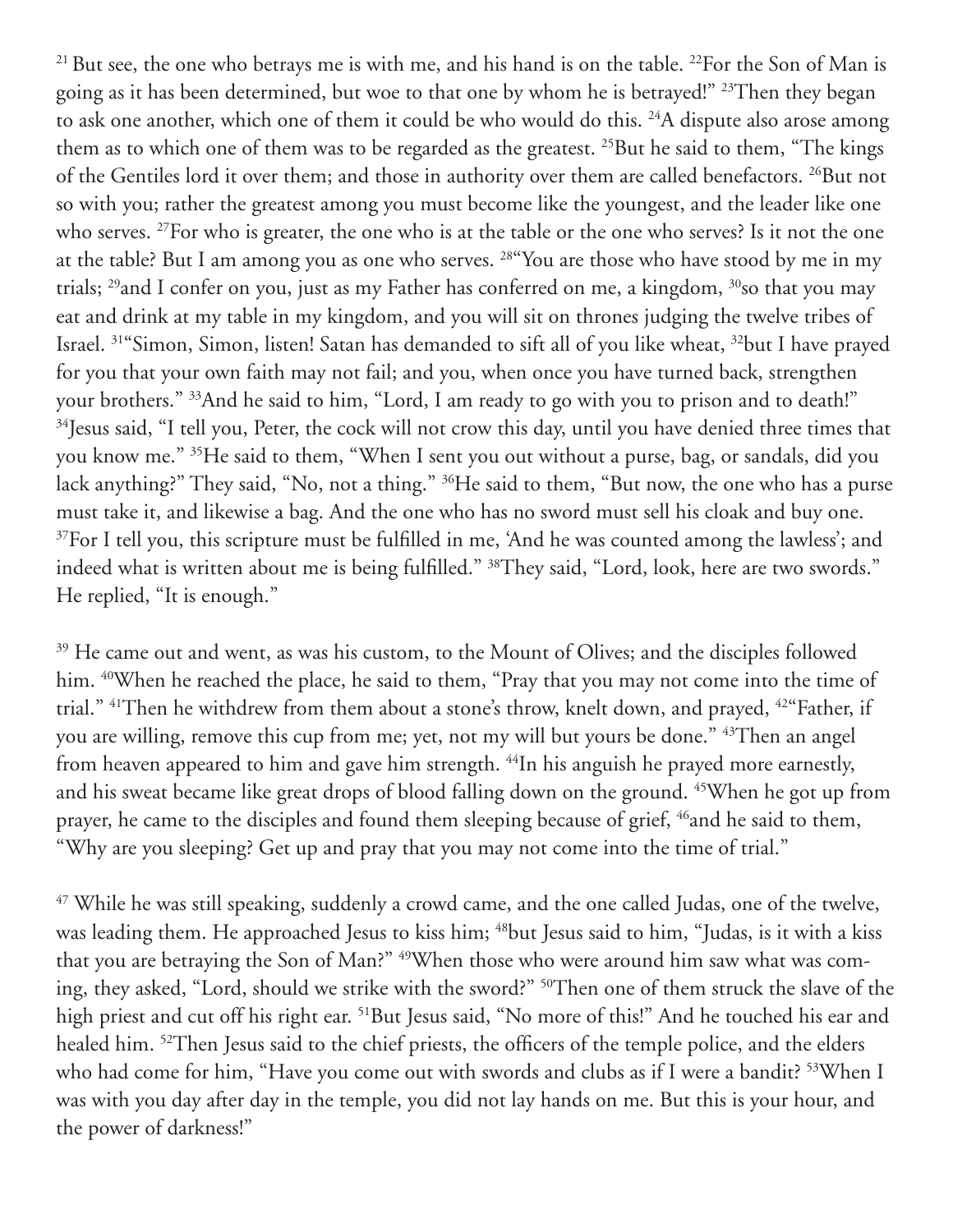[21] But see, the one who betrays me is with me, and his hand is on the table. [22]For the Son of Man is going as it has been determined, but woe to that one by whom he is betrayed!" [23]Then they began to ask one another, which one of them it could be who would do this. [24]A dispute also arose among them as to which one of them was to be regarded as the greatest. [25]But he said to them, "The kings of the Gentiles lord it over them; and those in authority over them are called benefactors. [26]But not so with you; rather the greatest among you must become like the youngest, and the leader like one who serves. [27]For who is greater, the one who is at the table or the one who serves? Is it not the one at the table? But I am among you as one who serves. [28]"You are those who have stood by me in my trials; [29]and I confer on you, just as my Father has conferred on me, a kingdom, [30]so that you may eat and drink at my table in my kingdom, and you will sit on thrones judging the twelve tribes of Israel. [31]"Simon, Simon, listen! Satan has demanded to sift all of you like wheat, [32]but I have prayed for you that your own faith may not fail; and you, when once you have turned back, strengthen your brothers." [33]And he said to him, "Lord, I am ready to go with you to prison and to death!" [34]Jesus said, "I tell you, Peter, the cock will not crow this day, until you have denied three times that you know me." [35]He said to them, "When I sent you out without a purse, bag, or sandals, did you lack anything?" They said, "No, not a thing." [36]He said to them, "But now, the one who has a purse must take it, and likewise a bag. And the one who has no sword must sell his cloak and buy one. [37]For I tell you, this scripture must be fulfilled in me, 'And he was counted among the lawless'; and indeed what is written about me is being fulfilled." [38]They said, "Lord, look, here are two swords." He replied, "It is enough."

[39] He came out and went, as was his custom, to the Mount of Olives; and the disciples followed him. [40]When he reached the place, he said to them, "Pray that you may not come into the time of trial." [41]Then he withdrew from them about a stone's throw, knelt down, and prayed, [42]"Father, if you are willing, remove this cup from me; yet, not my will but yours be done." [43]Then an angel from heaven appeared to him and gave him strength. [44]In his anguish he prayed more earnestly, and his sweat became like great drops of blood falling down on the ground. [45]When he got up from prayer, he came to the disciples and found them sleeping because of grief, [46]and he said to them, "Why are you sleeping? Get up and pray that you may not come into the time of trial."

[47] While he was still speaking, suddenly a crowd came, and the one called Judas, one of the twelve, was leading them. He approached Jesus to kiss him; [48]but Jesus said to him, "Judas, is it with a kiss that you are betraying the Son of Man?" [49]When those who were around him saw what was coming, they asked, "Lord, should we strike with the sword?" [50]Then one of them struck the slave of the high priest and cut off his right ear. [51]But Jesus said, "No more of this!" And he touched his ear and healed him. [52]Then Jesus said to the chief priests, the officers of the temple police, and the elders who had come for him, "Have you come out with swords and clubs as if I were a bandit? [53]When I was with you day after day in the temple, you did not lay hands on me. But this is your hour, and the power of darkness!"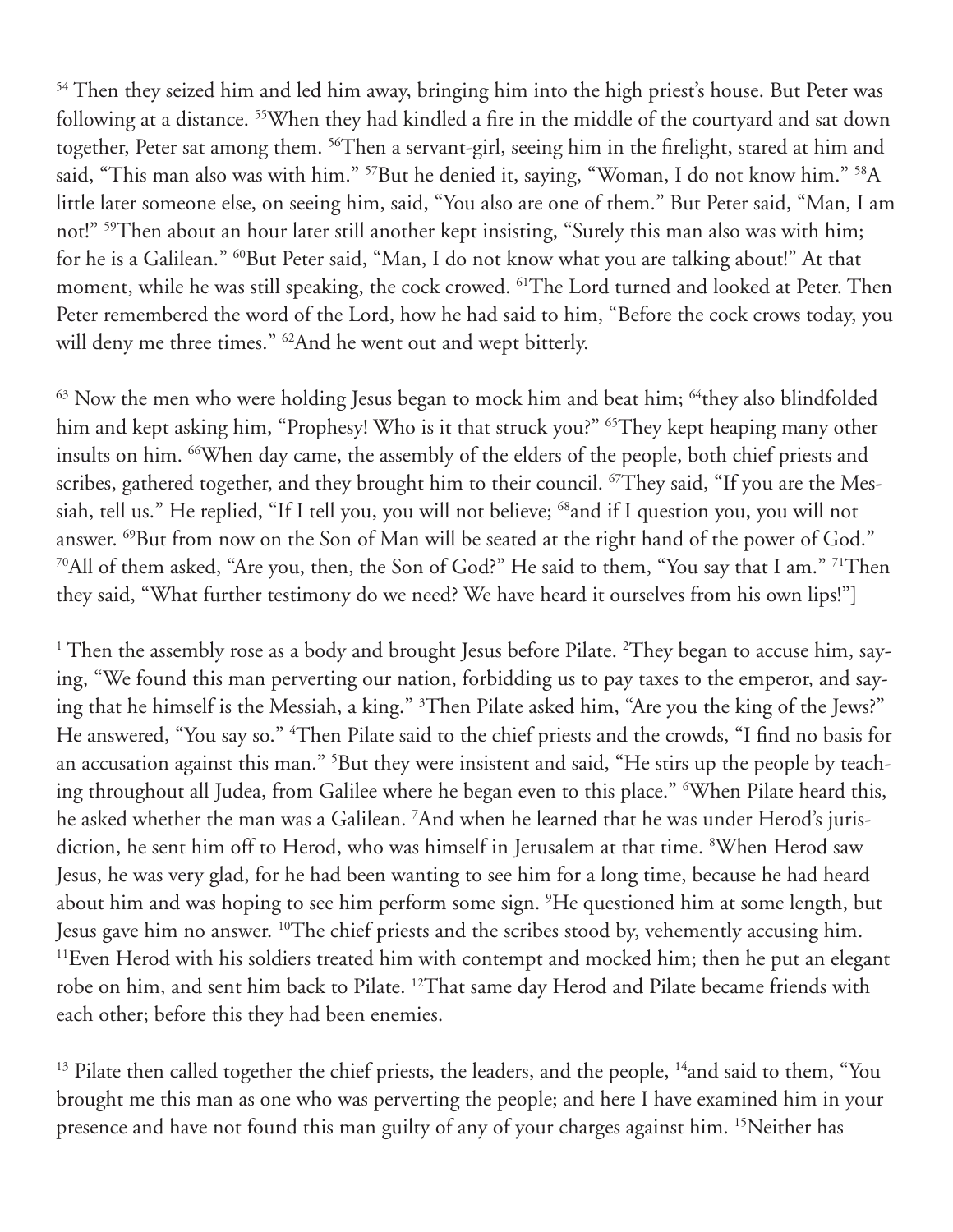[54] Then they seized him and led him away, bringing him into the high priest's house. But Peter was following at a distance. [55]When they had kindled a fire in the middle of the courtyard and sat down together, Peter sat among them. [56]Then a servant-girl, seeing him in the firelight, stared at him and said, "This man also was with him." [57]But he denied it, saying, "Woman, I do not know him." [58]A little later someone else, on seeing him, said, "You also are one of them." But Peter said, "Man, I am not!" [59]Then about an hour later still another kept insisting, "Surely this man also was with him; for he is a Galilean." [60]But Peter said, "Man, I do not know what you are talking about!" At that moment, while he was still speaking, the cock crowed. [61]The Lord turned and looked at Peter. Then Peter remembered the word of the Lord, how he had said to him, "Before the cock crows today, you will deny me three times." [62]And he went out and wept bitterly.

[63] Now the men who were holding Jesus began to mock him and beat him; [64]they also blindfolded him and kept asking him, "Prophesy! Who is it that struck you?" [65]They kept heaping many other insults on him. [66]When day came, the assembly of the elders of the people, both chief priests and scribes, gathered together, and they brought him to their council. [67]They said, "If you are the Messiah, tell us." He replied, "If I tell you, you will not believe; [68]and if I question you, you will not answer. [69]But from now on the Son of Man will be seated at the right hand of the power of God." [70]All of them asked, "Are you, then, the Son of God?" He said to them, "You say that I am." [71]Then they said, "What further testimony do we need? We have heard it ourselves from his own lips!"]

[1] Then the assembly rose as a body and brought Jesus before Pilate. [2]They began to accuse him, saying, "We found this man perverting our nation, forbidding us to pay taxes to the emperor, and saying that he himself is the Messiah, a king." [3]Then Pilate asked him, "Are you the king of the Jews?" He answered, "You say so." [4]Then Pilate said to the chief priests and the crowds, "I find no basis for an accusation against this man." [5]But they were insistent and said, "He stirs up the people by teaching throughout all Judea, from Galilee where he began even to this place." [6]When Pilate heard this, he asked whether the man was a Galilean. [7]And when he learned that he was under Herod's jurisdiction, he sent him off to Herod, who was himself in Jerusalem at that time. [8]When Herod saw Jesus, he was very glad, for he had been wanting to see him for a long time, because he had heard about him and was hoping to see him perform some sign. [9]He questioned him at some length, but Jesus gave him no answer. [10]The chief priests and the scribes stood by, vehemently accusing him. [11]Even Herod with his soldiers treated him with contempt and mocked him; then he put an elegant robe on him, and sent him back to Pilate. [12]That same day Herod and Pilate became friends with each other; before this they had been enemies.

[13] Pilate then called together the chief priests, the leaders, and the people, [14]and said to them, "You brought me this man as one who was perverting the people; and here I have examined him in your presence and have not found this man guilty of any of your charges against him. [15]Neither has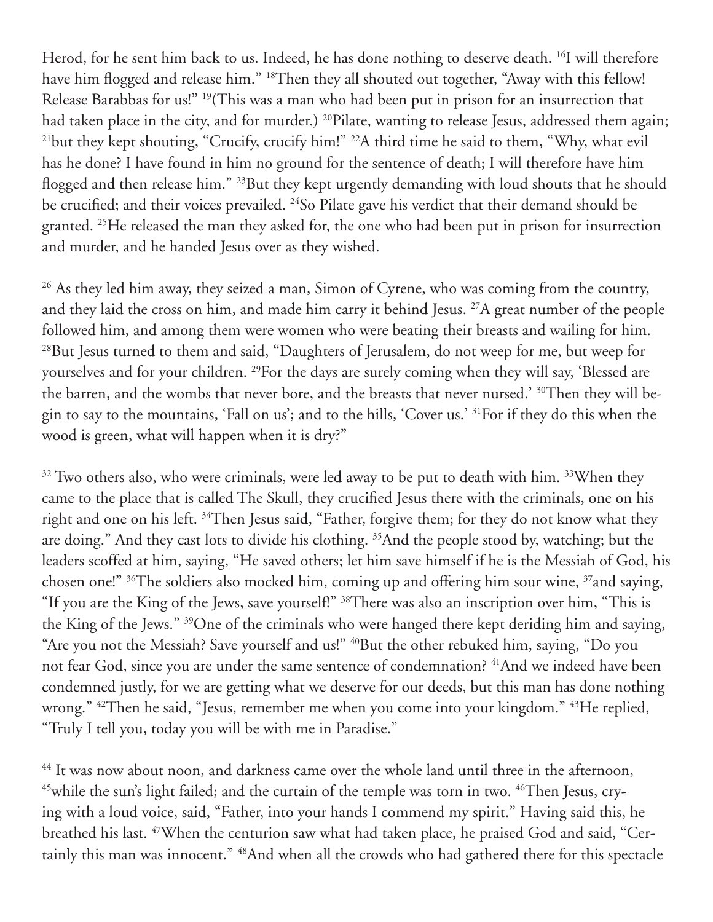Herod, for he sent him back to us. Indeed, he has done nothing to deserve death. [16]I will therefore have him flogged and release him." [18]Then they all shouted out together, "Away with this fellow! Release Barabbas for us!" [19](This was a man who had been put in prison for an insurrection that had taken place in the city, and for murder.) [20]Pilate, wanting to release Jesus, addressed them again; [21]but they kept shouting, "Crucify, crucify him!" [22]A third time he said to them, "Why, what evil has he done? I have found in him no ground for the sentence of death; I will therefore have him flogged and then release him." [23]But they kept urgently demanding with loud shouts that he should be crucified; and their voices prevailed. [24]So Pilate gave his verdict that their demand should be granted. [25]He released the man they asked for, the one who had been put in prison for insurrection and murder, and he handed Jesus over as they wished.

[26] As they led him away, they seized a man, Simon of Cyrene, who was coming from the country, and they laid the cross on him, and made him carry it behind Jesus. [27]A great number of the people followed him, and among them were women who were beating their breasts and wailing for him. [28]But Jesus turned to them and said, "Daughters of Jerusalem, do not weep for me, but weep for yourselves and for your children. [29]For the days are surely coming when they will say, 'Blessed are the barren, and the wombs that never bore, and the breasts that never nursed.' [30]Then they will begin to say to the mountains, 'Fall on us'; and to the hills, 'Cover us.' [31]For if they do this when the wood is green, what will happen when it is dry?"

[32] Two others also, who were criminals, were led away to be put to death with him. [33]When they came to the place that is called The Skull, they crucified Jesus there with the criminals, one on his right and one on his left. [34]Then Jesus said, "Father, forgive them; for they do not know what they are doing." And they cast lots to divide his clothing. [35]And the people stood by, watching; but the leaders scoffed at him, saying, "He saved others; let him save himself if he is the Messiah of God, his chosen one!" [36]The soldiers also mocked him, coming up and offering him sour wine, [37]and saying, "If you are the King of the Jews, save yourself!" [38]There was also an inscription over him, "This is the King of the Jews." [39]One of the criminals who were hanged there kept deriding him and saying, "Are you not the Messiah? Save yourself and us!" [40]But the other rebuked him, saying, "Do you not fear God, since you are under the same sentence of condemnation? [41]And we indeed have been condemned justly, for we are getting what we deserve for our deeds, but this man has done nothing wrong." [42]Then he said, "Jesus, remember me when you come into your kingdom." [43]He replied, "Truly I tell you, today you will be with me in Paradise."

[44] It was now about noon, and darkness came over the whole land until three in the afternoon, [45]while the sun's light failed; and the curtain of the temple was torn in two. [46]Then Jesus, crying with a loud voice, said, "Father, into your hands I commend my spirit." Having said this, he breathed his last. [47]When the centurion saw what had taken place, he praised God and said, "Certainly this man was innocent." [48]And when all the crowds who had gathered there for this spectacle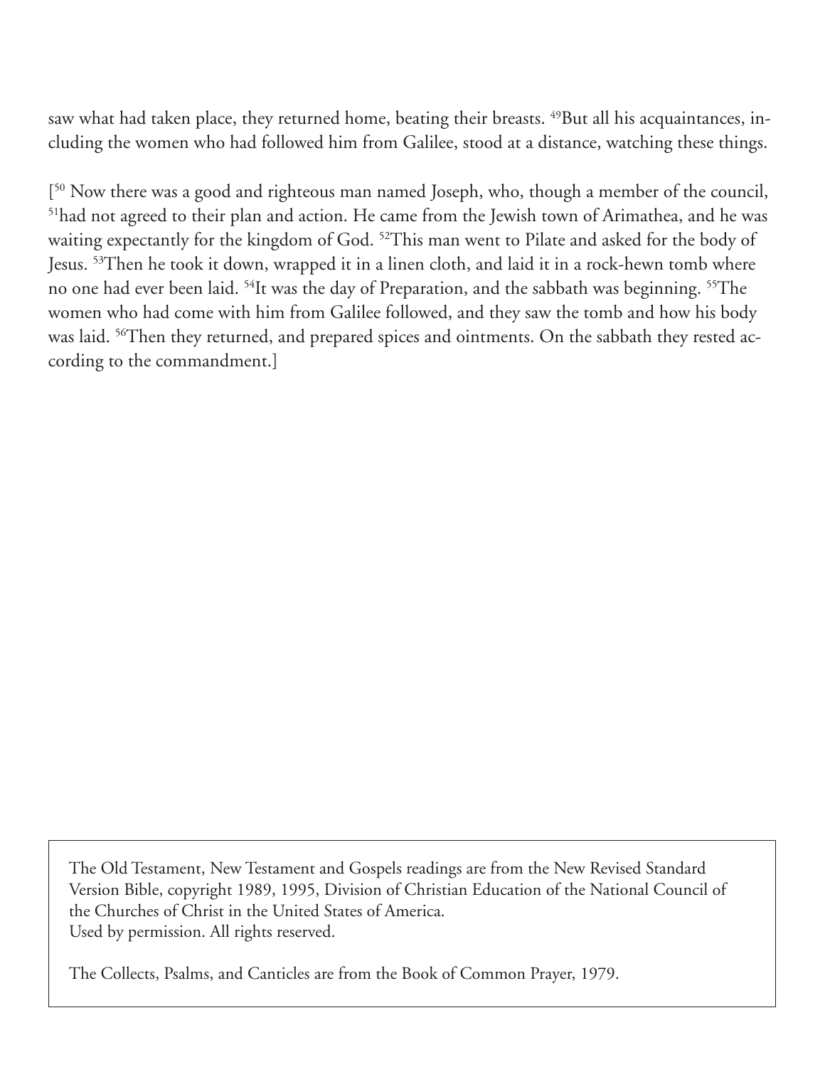saw what had taken place, they returned home, beating their breasts. [49]But all his acquaintances, including the women who had followed him from Galilee, stood at a distance, watching these things.

[[50] Now there was a good and righteous man named Joseph, who, though a member of the council, [51]had not agreed to their plan and action. He came from the Jewish town of Arimathea, and he was waiting expectantly for the kingdom of God. [52]This man went to Pilate and asked for the body of Jesus. [53]Then he took it down, wrapped it in a linen cloth, and laid it in a rock-hewn tomb where no one had ever been laid. [54]It was the day of Preparation, and the sabbath was beginning. [55]The women who had come with him from Galilee followed, and they saw the tomb and how his body was laid. [56]Then they returned, and prepared spices and ointments. On the sabbath they rested according to the commandment.]

The Old Testament, New Testament and Gospels readings are from the New Revised Standard Version Bible, copyright 1989, 1995, Division of Christian Education of the National Council of the Churches of Christ in the United States of America.
Used by permission. All rights reserved.

The Collects, Psalms, and Canticles are from the Book of Common Prayer, 1979.